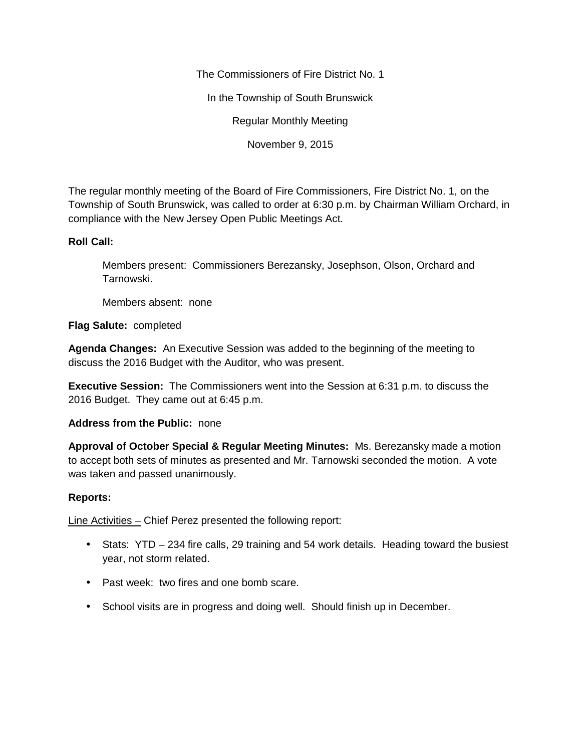The Commissioners of Fire District No. 1

In the Township of South Brunswick

Regular Monthly Meeting

November 9, 2015

The regular monthly meeting of the Board of Fire Commissioners, Fire District No. 1, on the Township of South Brunswick, was called to order at 6:30 p.m. by Chairman William Orchard, in compliance with the New Jersey Open Public Meetings Act.

**Roll Call:**

Members present: Commissioners Berezansky, Josephson, Olson, Orchard and Tarnowski.

Members absent: none

**Flag Salute:** completed

**Agenda Changes:** An Executive Session was added to the beginning of the meeting to discuss the 2016 Budget with the Auditor, who was present.

**Executive Session:** The Commissioners went into the Session at 6:31 p.m. to discuss the 2016 Budget. They came out at 6:45 p.m.

**Address from the Public:** none

**Approval of October Special & Regular Meeting Minutes:** Ms. Berezansky made a motion to accept both sets of minutes as presented and Mr. Tarnowski seconded the motion. A vote was taken and passed unanimously.

**Reports:**

<u>Line Activities –</u> Chief Perez presented the following report:

- Stats: YTD – 234 fire calls, 29 training and 54 work details. Heading toward the busiest year, not storm related.
- Past week: two fires and one bomb scare.
- School visits are in progress and doing well. Should finish up in December.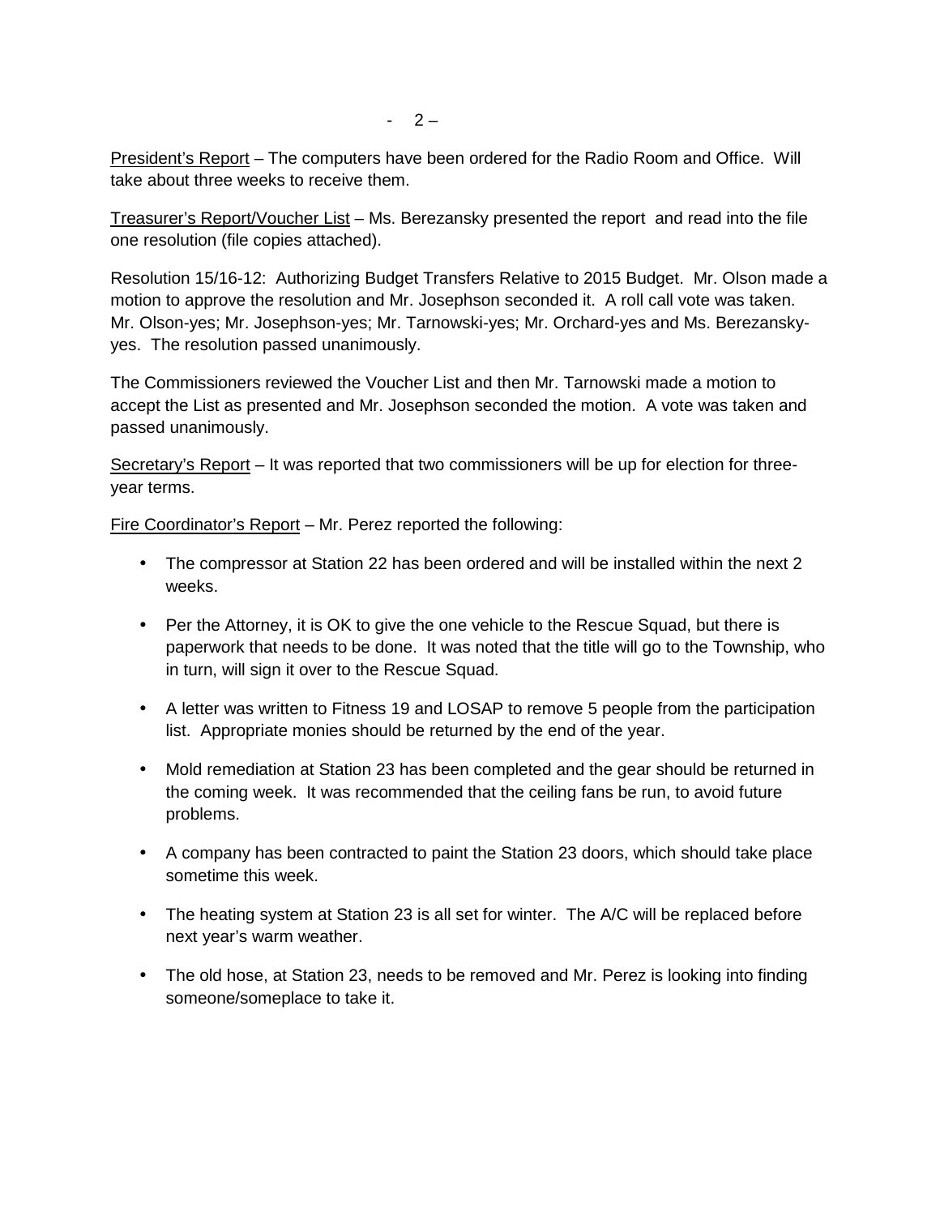<u>President's Report</u> – The computers have been ordered for the Radio Room and Office. Will take about three weeks to receive them.

<u>Treasurer's Report/Voucher List</u> – Ms. Berezansky presented the report and read into the file one resolution (file copies attached).

Resolution 15/16-12: Authorizing Budget Transfers Relative to 2015 Budget. Mr. Olson made a motion to approve the resolution and Mr. Josephson seconded it. A roll call vote was taken. Mr. Olson-yes; Mr. Josephson-yes; Mr. Tarnowski-yes; Mr. Orchard-yes and Ms. Berezansky-yes. The resolution passed unanimously.

The Commissioners reviewed the Voucher List and then Mr. Tarnowski made a motion to accept the List as presented and Mr. Josephson seconded the motion. A vote was taken and passed unanimously.

<u>Secretary's Report</u> – It was reported that two commissioners will be up for election for three-year terms.

<u>Fire Coordinator's Report</u> – Mr. Perez reported the following:

- The compressor at Station 22 has been ordered and will be installed within the next 2 weeks.
- Per the Attorney, it is OK to give the one vehicle to the Rescue Squad, but there is paperwork that needs to be done. It was noted that the title will go to the Township, who in turn, will sign it over to the Rescue Squad.
- A letter was written to Fitness 19 and LOSAP to remove 5 people from the participation list. Appropriate monies should be returned by the end of the year.
- Mold remediation at Station 23 has been completed and the gear should be returned in the coming week. It was recommended that the ceiling fans be run, to avoid future problems.
- A company has been contracted to paint the Station 23 doors, which should take place sometime this week.
- The heating system at Station 23 is all set for winter. The A/C will be replaced before next year's warm weather.
- The old hose, at Station 23, needs to be removed and Mr. Perez is looking into finding someone/someplace to take it.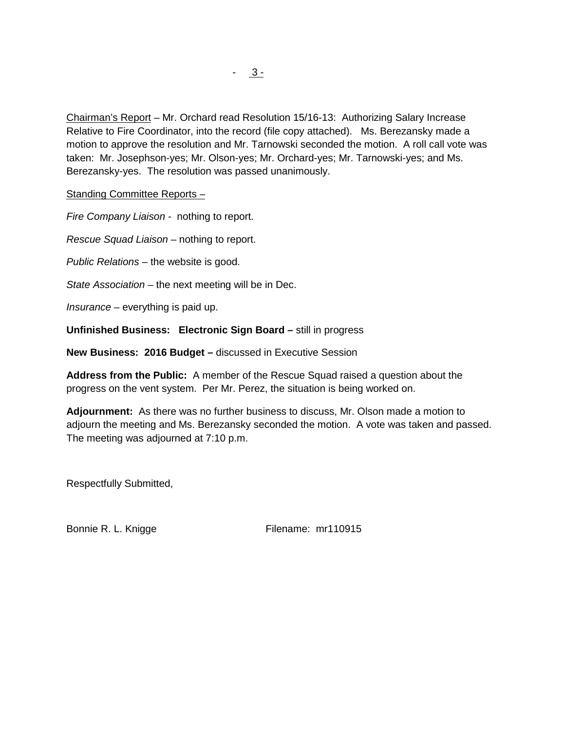Chairman's Report – Mr. Orchard read Resolution 15/16-13: Authorizing Salary Increase Relative to Fire Coordinator, into the record (file copy attached). Ms. Berezansky made a motion to approve the resolution and Mr. Tarnowski seconded the motion. A roll call vote was taken: Mr. Josephson-yes; Mr. Olson-yes; Mr. Orchard-yes; Mr. Tarnowski-yes; and Ms. Berezansky-yes. The resolution was passed unanimously.

Standing Committee Reports –

*Fire Company Liaison* - nothing to report.

*Rescue Squad Liaison* – nothing to report.

*Public Relations* – the website is good.

*State Association* – the next meeting will be in Dec.

*Insurance* – everything is paid up.

**Unfinished Business: Electronic Sign Board –** still in progress

**New Business: 2016 Budget –** discussed in Executive Session

**Address from the Public:** A member of the Rescue Squad raised a question about the progress on the vent system. Per Mr. Perez, the situation is being worked on.

**Adjournment:** As there was no further business to discuss, Mr. Olson made a motion to adjourn the meeting and Ms. Berezansky seconded the motion. A vote was taken and passed. The meeting was adjourned at 7:10 p.m.

Respectfully Submitted,

Bonnie R. L. Knigge Filename: mr110915